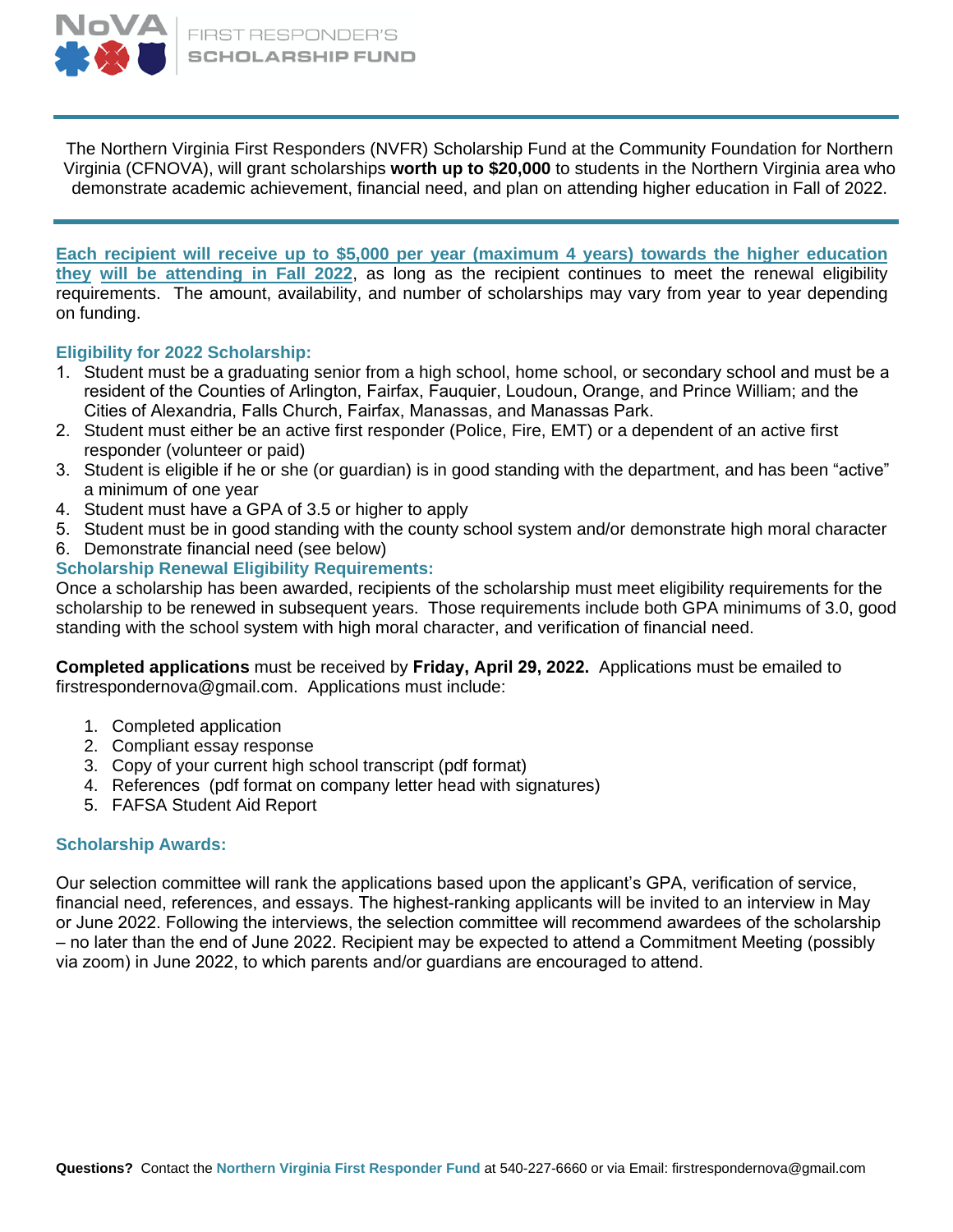# NoVA FIRST RESPONDER'S SCHOLARSHIP FUND

The Northern Virginia First Responders (NVFR) Scholarship Fund at the Community Foundation for Northern Virginia (CFNOVA), will grant scholarships **worth up to $20,000** to students in the Northern Virginia area who demonstrate academic achievement, financial need, and plan on attending higher education in Fall of 2022.

**Each recipient will receive up to $5,000 per year (maximum 4 years) towards the higher education they will be attending in Fall 2022**, as long as the recipient continues to meet the renewal eligibility requirements. The amount, availability, and number of scholarships may vary from year to year depending on funding.

### Eligibility for 2022 Scholarship:

1. Student must be a graduating senior from a high school, home school, or secondary school and must be a resident of the Counties of Arlington, Fairfax, Fauquier, Loudoun, Orange, and Prince William; and the Cities of Alexandria, Falls Church, Fairfax, Manassas, and Manassas Park.
2. Student must either be an active first responder (Police, Fire, EMT) or a dependent of an active first responder (volunteer or paid)
3. Student is eligible if he or she (or guardian) is in good standing with the department, and has been "active" a minimum of one year
4. Student must have a GPA of 3.5 or higher to apply
5. Student must be in good standing with the county school system and/or demonstrate high moral character
6. Demonstrate financial need (see below)

### Scholarship Renewal Eligibility Requirements:

Once a scholarship has been awarded, recipients of the scholarship must meet eligibility requirements for the scholarship to be renewed in subsequent years. Those requirements include both GPA minimums of 3.0, good standing with the school system with high moral character, and verification of financial need.

**Completed applications** must be received by **Friday, April 29, 2022.** Applications must be emailed to firstrespondernova@gmail.com. Applications must include:

1. Completed application
2. Compliant essay response
3. Copy of your current high school transcript (pdf format)
4. References (pdf format on company letter head with signatures)
5. FAFSA Student Aid Report

### Scholarship Awards:

Our selection committee will rank the applications based upon the applicant's GPA, verification of service, financial need, references, and essays. The highest-ranking applicants will be invited to an interview in May or June 2022. Following the interviews, the selection committee will recommend awardees of the scholarship – no later than the end of June 2022. Recipient may be expected to attend a Commitment Meeting (possibly via zoom) in June 2022, to which parents and/or guardians are encouraged to attend.

**Questions?** Contact the **Northern Virginia First Responder Fund** at 540-227-6660 or via Email: firstrespondernova@gmail.com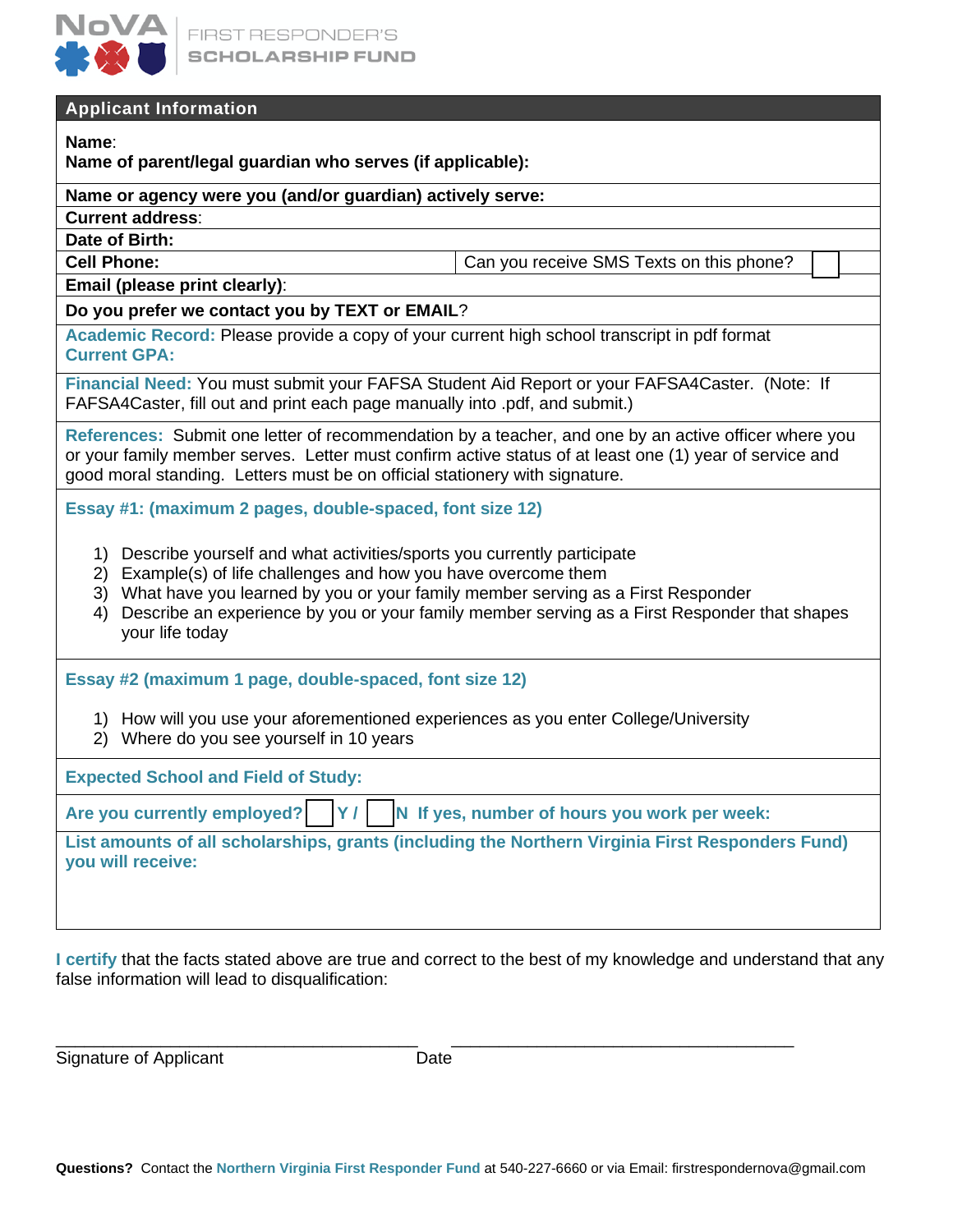NoVA FIRST RESPONDER'S SCHOLARSHIP FUND

## Applicant Information

**Name**:
**Name of parent/legal guardian who serves (if applicable):**

**Name or agency were you (and/or guardian) actively serve:**

**Current address**:

**Date of Birth:**

**Cell Phone:** Can you receive SMS Texts on this phone? ☐

**Email (please print clearly)**:

**Do you prefer we contact you by TEXT or EMAIL**?

**Academic Record:** Please provide a copy of your current high school transcript in pdf format
**Current GPA:**

**Financial Need:** You must submit your FAFSA Student Aid Report or your FAFSA4Caster. (Note: If FAFSA4Caster, fill out and print each page manually into .pdf, and submit.)

**References:** Submit one letter of recommendation by a teacher, and one by an active officer where you or your family member serves. Letter must confirm active status of at least one (1) year of service and good moral standing. Letters must be on official stationery with signature.

**Essay #1: (maximum 2 pages, double-spaced, font size 12)**

1) Describe yourself and what activities/sports you currently participate
2) Example(s) of life challenges and how you have overcome them
3) What have you learned by you or your family member serving as a First Responder
4) Describe an experience by you or your family member serving as a First Responder that shapes your life today

**Essay #2 (maximum 1 page, double-spaced, font size 12)**

1) How will you use your aforementioned experiences as you enter College/University
2) Where do you see yourself in 10 years

**Expected School and Field of Study:**

**Are you currently employed?** ☐ **Y /** ☐ **N If yes, number of hours you work per week:**

**List amounts of all scholarships, grants (including the Northern Virginia First Responders Fund) you will receive:**

**I certify** that the facts stated above are true and correct to the best of my knowledge and understand that any false information will lead to disqualification:

\_\_\_\_\_\_\_\_\_\_\_\_\_\_\_\_\_\_\_\_\_\_\_\_\_\_\_\_\_\_\_\_\_\_\_\_ \_\_\_\_\_\_\_\_\_\_\_\_\_\_\_\_\_\_\_\_\_\_\_\_\_\_\_\_\_\_\_\_\_\_\_\_
Signature of Applicant Date

**Questions?** Contact the **Northern Virginia First Responder Fund** at 540-227-6660 or via Email: firstrespondernova@gmail.com